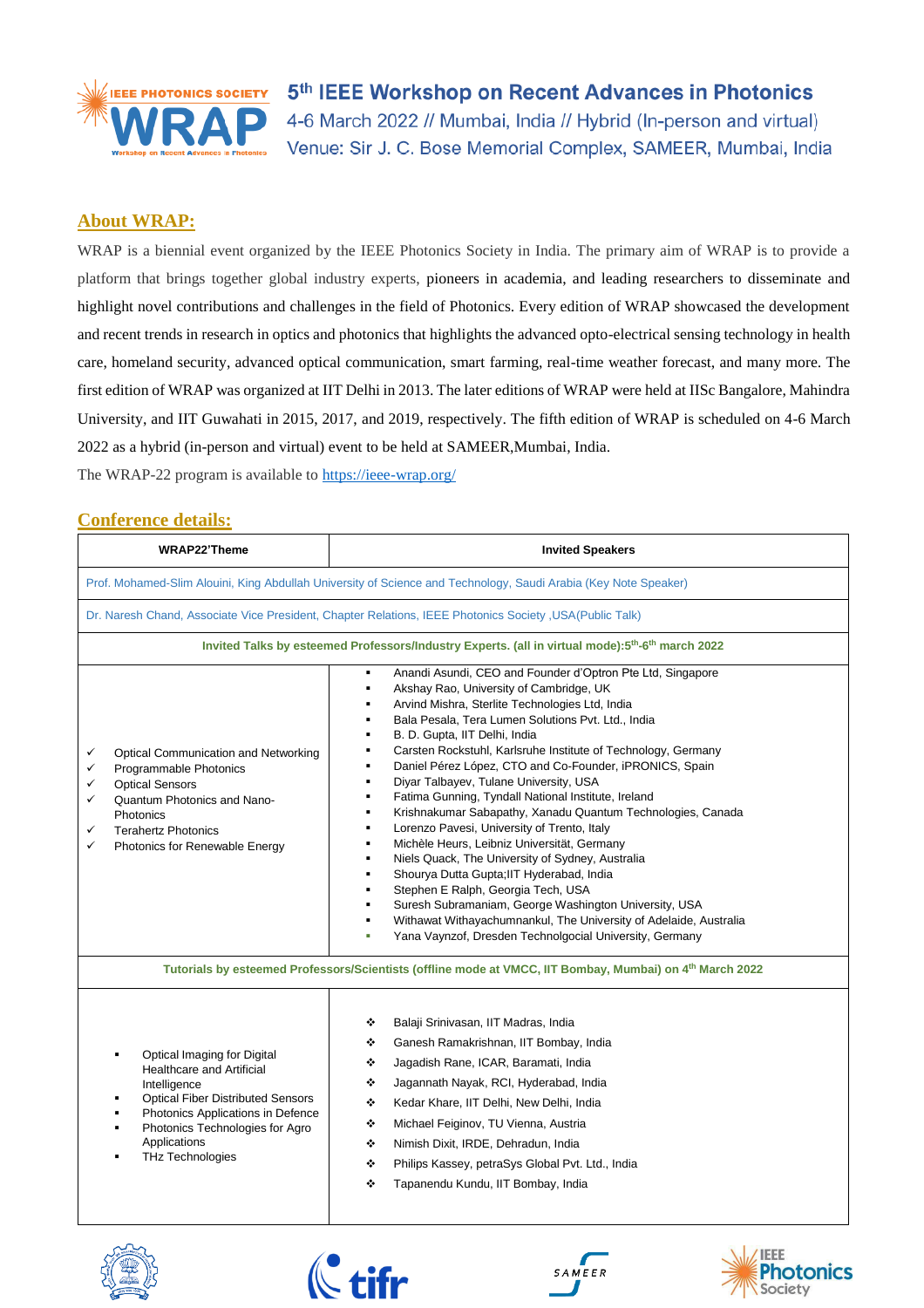# 5th IEEE Workshop on Recent Advances in Photonics

4-6 March 2022 // Mumbai, India // Hybrid (In-person and virtual)

Venue: Sir J. C. Bose Memorial Complex, SAMEER, Mumbai, India

## About WRAP:

WRAP is a biennial event organized by the IEEE Photonics Society in India. The primary aim of WRAP is to provide a platform that brings together global industry experts, pioneers in academia, and leading researchers to disseminate and highlight novel contributions and challenges in the field of Photonics. Every edition of WRAP showcased the development and recent trends in research in optics and photonics that highlights the advanced opto-electrical sensing technology in health care, homeland security, advanced optical communication, smart farming, real-time weather forecast, and many more. The first edition of WRAP was organized at IIT Delhi in 2013. The later editions of WRAP were held at IISc Bangalore, Mahindra University, and IIT Guwahati in 2015, 2017, and 2019, respectively. The fifth edition of WRAP is scheduled on 4-6 March 2022 as a hybrid (in-person and virtual) event to be held at SAMEER,Mumbai, India.

The WRAP-22 program is available to https://ieee-wrap.org/

## Conference details:

| WRAP22'Theme | Invited Speakers |
|---|---|
| Prof. Mohamed-Slim Alouini, King Abdullah University of Science and Technology, Saudi Arabia (Key Note Speaker) | |
| Dr. Naresh Chand, Associate Vice President, Chapter Relations, IEEE Photonics Society ,USA(Public Talk) | |
| **Invited Talks by esteemed Professors/Industry Experts. (all in virtual mode):5th-6th march 2022** | |
| ✓ Optical Communication and Networking<br>✓ Programmable Photonics<br>✓ Optical Sensors<br>✓ Quantum Photonics and Nano-Photonics<br>✓ Terahertz Photonics<br>✓ Photonics for Renewable Energy | ▪ Anandi Asundi, CEO and Founder d'Optron Pte Ltd, Singapore<br>▪ Akshay Rao, University of Cambridge, UK<br>▪ Arvind Mishra, Sterlite Technologies Ltd, India<br>▪ Bala Pesala, Tera Lumen Solutions Pvt. Ltd., India<br>▪ B. D. Gupta, IIT Delhi, India<br>▪ Carsten Rockstuhl, Karlsruhe Institute of Technology, Germany<br>▪ Daniel Pérez López, CTO and Co-Founder, iPRONICS, Spain<br>▪ Diyar Talbayev, Tulane University, USA<br>▪ Fatima Gunning, Tyndall National Institute, Ireland<br>▪ Krishnakumar Sabapathy, Xanadu Quantum Technologies, Canada<br>▪ Lorenzo Pavesi, University of Trento, Italy<br>▪ Michèle Heurs, Leibniz Universität, Germany<br>▪ Niels Quack, The University of Sydney, Australia<br>▪ Shourya Dutta Gupta;IIT Hyderabad, India<br>▪ Stephen E Ralph, Georgia Tech, USA<br>▪ Suresh Subramaniam, George Washington University, USA<br>▪ Withawat Withayachumnankul, The University of Adelaide, Australia<br>▪ Yana Vaynzof, Dresden Technolgocial University, Germany |
| **Tutorials by esteemed Professors/Scientists (offline mode at VMCC, IIT Bombay, Mumbai) on 4th March 2022** | |
| ▪ Optical Imaging for Digital Healthcare and Artificial Intelligence<br>▪ Optical Fiber Distributed Sensors<br>▪ Photonics Applications in Defence<br>▪ Photonics Technologies for Agro Applications<br>▪ THz Technologies | ❖ Balaji Srinivasan, IIT Madras, India<br>❖ Ganesh Ramakrishnan, IIT Bombay, India<br>❖ Jagadish Rane, ICAR, Baramati, India<br>❖ Jagannath Nayak, RCI, Hyderabad, India<br>❖ Kedar Khare, IIT Delhi, New Delhi, India<br>❖ Michael Feiginov, TU Vienna, Austria<br>❖ Nimish Dixit, IRDE, Dehradun, India<br>❖ Philips Kassey, petraSys Global Pvt. Ltd., India<br>❖ Tapanendu Kundu, IIT Bombay, India |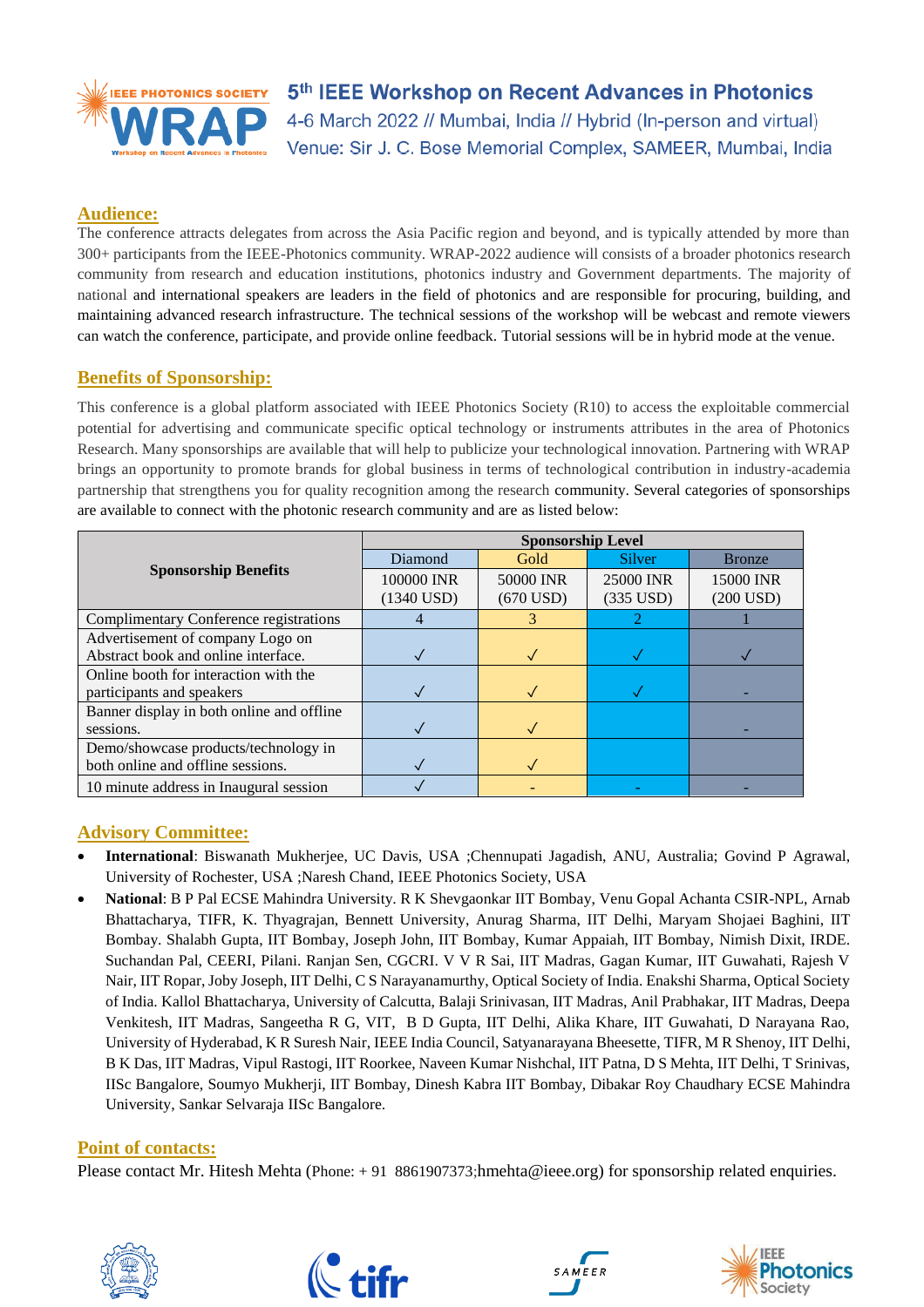# 5th IEEE Workshop on Recent Advances in Photonics

4-6 March 2022 // Mumbai, India // Hybrid (In-person and virtual)

Venue: Sir J. C. Bose Memorial Complex, SAMEER, Mumbai, India

## Audience:

The conference attracts delegates from across the Asia Pacific region and beyond, and is typically attended by more than 300+ participants from the IEEE-Photonics community. WRAP-2022 audience will consists of a broader photonics research community from research and education institutions, photonics industry and Government departments. The majority of national and international speakers are leaders in the field of photonics and are responsible for procuring, building, and maintaining advanced research infrastructure. The technical sessions of the workshop will be webcast and remote viewers can watch the conference, participate, and provide online feedback. Tutorial sessions will be in hybrid mode at the venue.

## Benefits of Sponsorship:

This conference is a global platform associated with IEEE Photonics Society (R10) to access the exploitable commercial potential for advertising and communicate specific optical technology or instruments attributes in the area of Photonics Research. Many sponsorships are available that will help to publicize your technological innovation. Partnering with WRAP brings an opportunity to promote brands for global business in terms of technological contribution in industry-academia partnership that strengthens you for quality recognition among the research community. Several categories of sponsorships are available to connect with the photonic research community and are as listed below:

| Sponsorship Benefits | Sponsorship Level | | | |
|---|---|---|---|---|
| | Diamond | Gold | Silver | Bronze |
| | 100000 INR (1340 USD) | 50000 INR (670 USD) | 25000 INR (335 USD) | 15000 INR (200 USD) |
| Complimentary Conference registrations | 4 | 3 | 2 | 1 |
| Advertisement of company Logo on Abstract book and online interface. | ✓ | ✓ | ✓ | ✓ |
| Online booth for interaction with the participants and speakers | ✓ | ✓ | ✓ | - |
| Banner display in both online and offline sessions. | ✓ | ✓ | | - |
| Demo/showcase products/technology in both online and offline sessions. | ✓ | ✓ | | |
| 10 minute address in Inaugural session | ✓ | - | - | - |

## Advisory Committee:

- **International**: Biswanath Mukherjee, UC Davis, USA ;Chennupati Jagadish, ANU, Australia; Govind P Agrawal, University of Rochester, USA ;Naresh Chand, IEEE Photonics Society, USA
- **National**: B P Pal ECSE Mahindra University. R K Shevgaonkar IIT Bombay, Venu Gopal Achanta CSIR-NPL, Arnab Bhattacharya, TIFR, K. Thyagrajan, Bennett University, Anurag Sharma, IIT Delhi, Maryam Shojaei Baghini, IIT Bombay. Shalabh Gupta, IIT Bombay, Joseph John, IIT Bombay, Kumar Appaiah, IIT Bombay, Nimish Dixit, IRDE. Suchandan Pal, CEERI, Pilani. Ranjan Sen, CGCRI. V V R Sai, IIT Madras, Gagan Kumar, IIT Guwahati, Rajesh V Nair, IIT Ropar, Joby Joseph, IIT Delhi, C S Narayanamurthy, Optical Society of India. Enakshi Sharma, Optical Society of India. Kallol Bhattacharya, University of Calcutta, Balaji Srinivasan, IIT Madras, Anil Prabhakar, IIT Madras, Deepa Venkitesh, IIT Madras, Sangeetha R G, VIT, B D Gupta, IIT Delhi, Alika Khare, IIT Guwahati, D Narayana Rao, University of Hyderabad, K R Suresh Nair, IEEE India Council, Satyanarayana Bheesette, TIFR, M R Shenoy, IIT Delhi, B K Das, IIT Madras, Vipul Rastogi, IIT Roorkee, Naveen Kumar Nishchal, IIT Patna, D S Mehta, IIT Delhi, T Srinivas, IISc Bangalore, Soumyo Mukherji, IIT Bombay, Dinesh Kabra IIT Bombay, Dibakar Roy Chaudhary ECSE Mahindra University, Sankar Selvaraja IISc Bangalore.

## Point of contacts:

Please contact Mr. Hitesh Mehta (Phone: + 91 8861907373;hmehta@ieee.org) for sponsorship related enquiries.